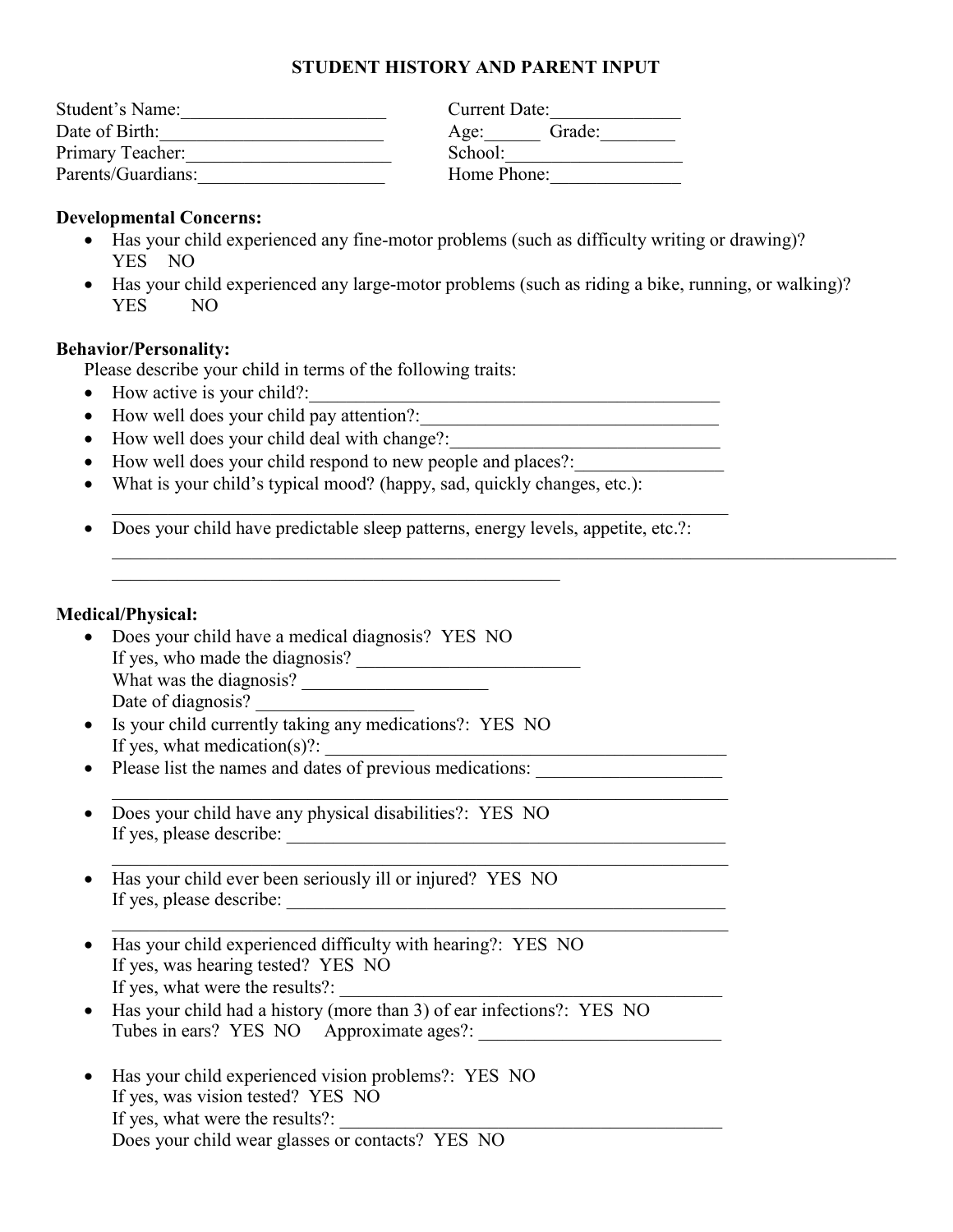# STUDENT HISTORY AND PARENT INPUT

Student's Name:______________________ Current Date:______________
Date of Birth:________________________ Age:______ Grade:________
Primary Teacher:______________________ School:___________________
Parents/Guardians:____________________ Home Phone:______________

**Developmental Concerns:**

- Has your child experienced any fine-motor problems (such as difficulty writing or drawing)?
  YES NO
- Has your child experienced any large-motor problems (such as riding a bike, running, or walking)?
  YES NO

**Behavior/Personality:**

Please describe your child in terms of the following traits:

- How active is your child?:_____________________________________________
- How well does your child pay attention?:_______________________________
- How well does your child deal with change?:____________________________
- How well does your child respond to new people and places?:________________
- What is your child's typical mood? (happy, sad, quickly changes, etc.):
  ____________________________________________________________________
- Does your child have predictable sleep patterns, energy levels, appetite, etc.?:
  _____________________________________________________________________________________
  _________________________________________________

**Medical/Physical:**

- Does your child have a medical diagnosis? YES NO
  If yes, who made the diagnosis? ________________________
  What was the diagnosis? ____________________
  Date of diagnosis? _________________
- Is your child currently taking any medications?: YES NO
  If yes, what medication(s)?: _____________________________________________
- Please list the names and dates of previous medications: ____________________
  ____________________________________________________________________
- Does your child have any physical disabilities?: YES NO
  If yes, please describe: __________________________________________________
  ____________________________________________________________________
- Has your child ever been seriously ill or injured? YES NO
  If yes, please describe: __________________________________________________
  ____________________________________________________________________
- Has your child experienced difficulty with hearing?: YES NO
  If yes, was hearing tested? YES NO
  If yes, what were the results?: __________________________________________
- Has your child had a history (more than 3) of ear infections?: YES NO
  Tubes in ears? YES NO Approximate ages?: __________________________
- Has your child experienced vision problems?: YES NO
  If yes, was vision tested? YES NO
  If yes, what were the results?: __________________________________________
  Does your child wear glasses or contacts? YES NO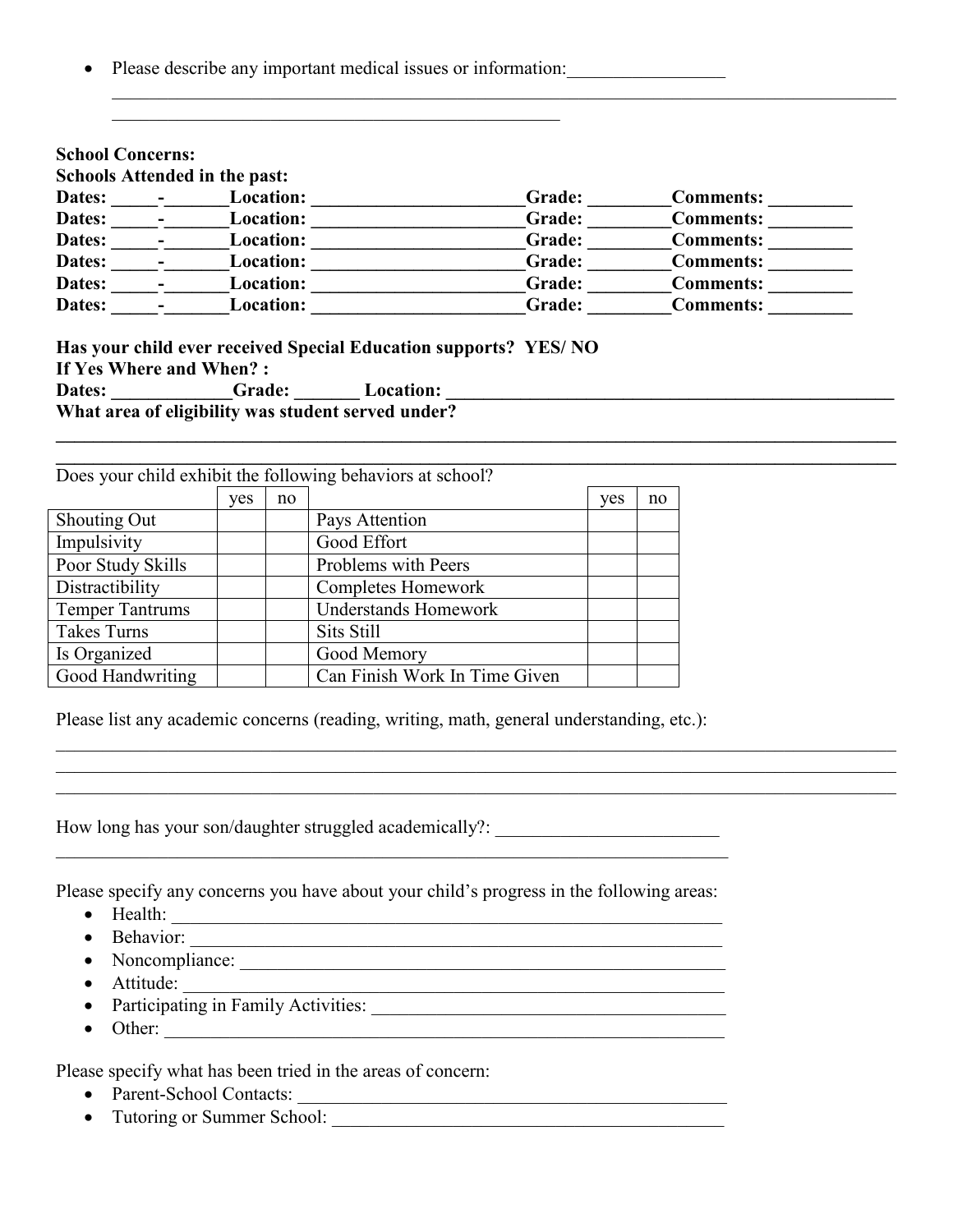- Please describe any important medical issues or information:_________________
________________________________________________________________________________________
___________________________________________________

**School Concerns:**
**Schools Attended in the past:**
**Dates: _____-_______Location: _______________________Grade: ________Comments: _________**
**Dates: _____-_______Location: _______________________Grade: ________Comments: _________**
**Dates: _____-_______Location: _______________________Grade: ________Comments: _________**
**Dates: _____-_______Location: _______________________Grade: ________Comments: _________**
**Dates: _____-_______Location: _______________________Grade: ________Comments: _________**
**Dates: _____-_______Location: _______________________Grade: ________Comments: _________**

**Has your child ever received Special Education supports? YES/ NO**
**If Yes Where and When? :**
**Dates: _____________Grade: _______ Location: ___________________________________________________**
**What area of eligibility was student served under?**
**________________________________________________________________________________________**
**________________________________________________________________________________________**

Does your child exhibit the following behaviors at school?

| | yes | no | | yes | no |
|---|---|---|---|---|---|
| Shouting Out | | | Pays Attention | | |
| Impulsivity | | | Good Effort | | |
| Poor Study Skills | | | Problems with Peers | | |
| Distractibility | | | Completes Homework | | |
| Temper Tantrums | | | Understands Homework | | |
| Takes Turns | | | Sits Still | | |
| Is Organized | | | Good Memory | | |
| Good Handwriting | | | Can Finish Work In Time Given | | |

Please list any academic concerns (reading, writing, math, general understanding, etc.):
________________________________________________________________________________________
________________________________________________________________________________________
________________________________________________________________________________________

How long has your son/daughter struggled academically?: ________________________
___________________________________________________________________________

Please specify any concerns you have about your child's progress in the following areas:

- Health: ______________________________________________________________
- Behavior: ____________________________________________________________
- Noncompliance: _______________________________________________________
- Attitude: _____________________________________________________________
- Participating in Family Activities: _______________________________________
- Other: _______________________________________________________________

Please specify what has been tried in the areas of concern:

- Parent-School Contacts: ________________________________________________
- Tutoring or Summer School: _____________________________________________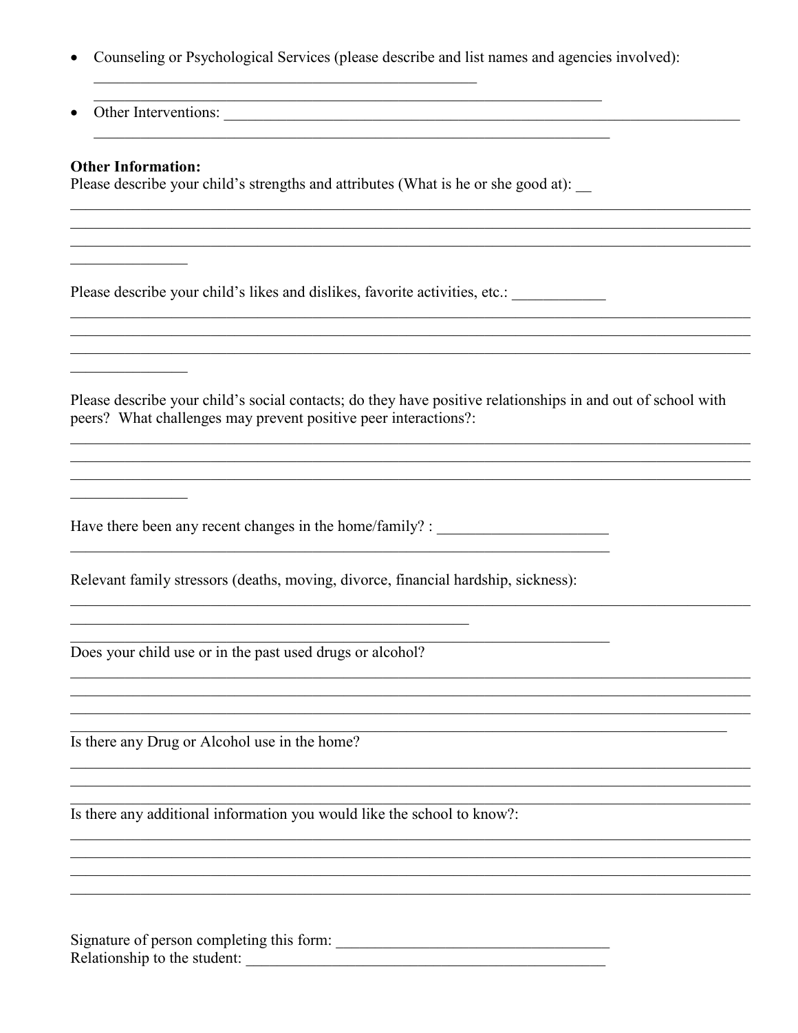- Counseling or Psychological Services (please describe and list names and agencies involved): ____________________________________________________
____________________________________________________________________
- Other Interventions: ____________________________________________________________________
____________________________________________________________________

**Other Information:**
Please describe your child's strengths and attributes (What is he or she good at): __
______________________________________________________________________________________
______________________________________________________________________________________
______________________________________________________________________________________
_______________

Please describe your child's likes and dislikes, favorite activities, etc.: ____________
______________________________________________________________________________________
______________________________________________________________________________________
______________________________________________________________________________________
_______________

Please describe your child's social contacts; do they have positive relationships in and out of school with peers? What challenges may prevent positive peer interactions?:
______________________________________________________________________________________
______________________________________________________________________________________
______________________________________________________________________________________
_______________

Have there been any recent changes in the home/family? : ______________________
____________________________________________________________________

Relevant family stressors (deaths, moving, divorce, financial hardship, sickness):
______________________________________________________________________________________
____________________________________________________
____________________________________________________________________

Does your child use or in the past used drugs or alcohol?
______________________________________________________________________________________
______________________________________________________________________________________
______________________________________________________________________________________
___________________________________________________________________________________

Is there any Drug or Alcohol use in the home?
______________________________________________________________________________________
______________________________________________________________________________________
______________________________________________________________________________________

Is there any additional information you would like the school to know?:
______________________________________________________________________________________
______________________________________________________________________________________
______________________________________________________________________________________
______________________________________________________________________________________

Signature of person completing this form: ___________________________________
Relationship to the student: _______________________________________________